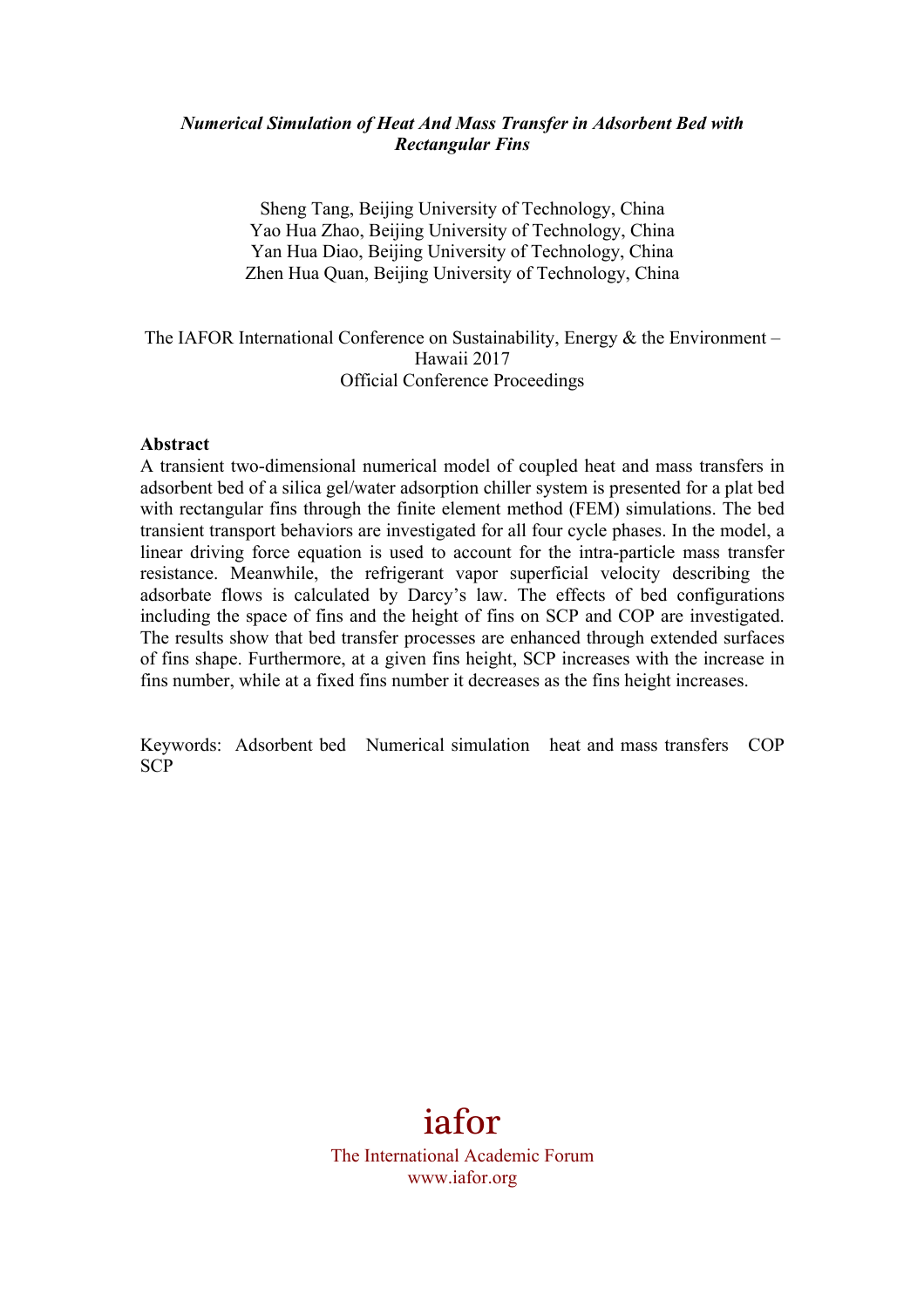***Numerical Simulation of Heat And Mass Transfer in Adsorbent Bed with Rectangular Fins***

Sheng Tang, Beijing University of Technology, China
Yao Hua Zhao, Beijing University of Technology, China
Yan Hua Diao, Beijing University of Technology, China
Zhen Hua Quan, Beijing University of Technology, China

The IAFOR International Conference on Sustainability, Energy & the Environment – Hawaii 2017
Official Conference Proceedings

**Abstract**

A transient two-dimensional numerical model of coupled heat and mass transfers in adsorbent bed of a silica gel/water adsorption chiller system is presented for a plat bed with rectangular fins through the finite element method (FEM) simulations. The bed transient transport behaviors are investigated for all four cycle phases. In the model, a linear driving force equation is used to account for the intra-particle mass transfer resistance. Meanwhile, the refrigerant vapor superficial velocity describing the adsorbate flows is calculated by Darcy's law. The effects of bed configurations including the space of fins and the height of fins on SCP and COP are investigated. The results show that bed transfer processes are enhanced through extended surfaces of fins shape. Furthermore, at a given fins height, SCP increases with the increase in fins number, while at a fixed fins number it decreases as the fins height increases.

Keywords: Adsorbent bed Numerical simulation heat and mass transfers COP SCP

iafor
The International Academic Forum
www.iafor.org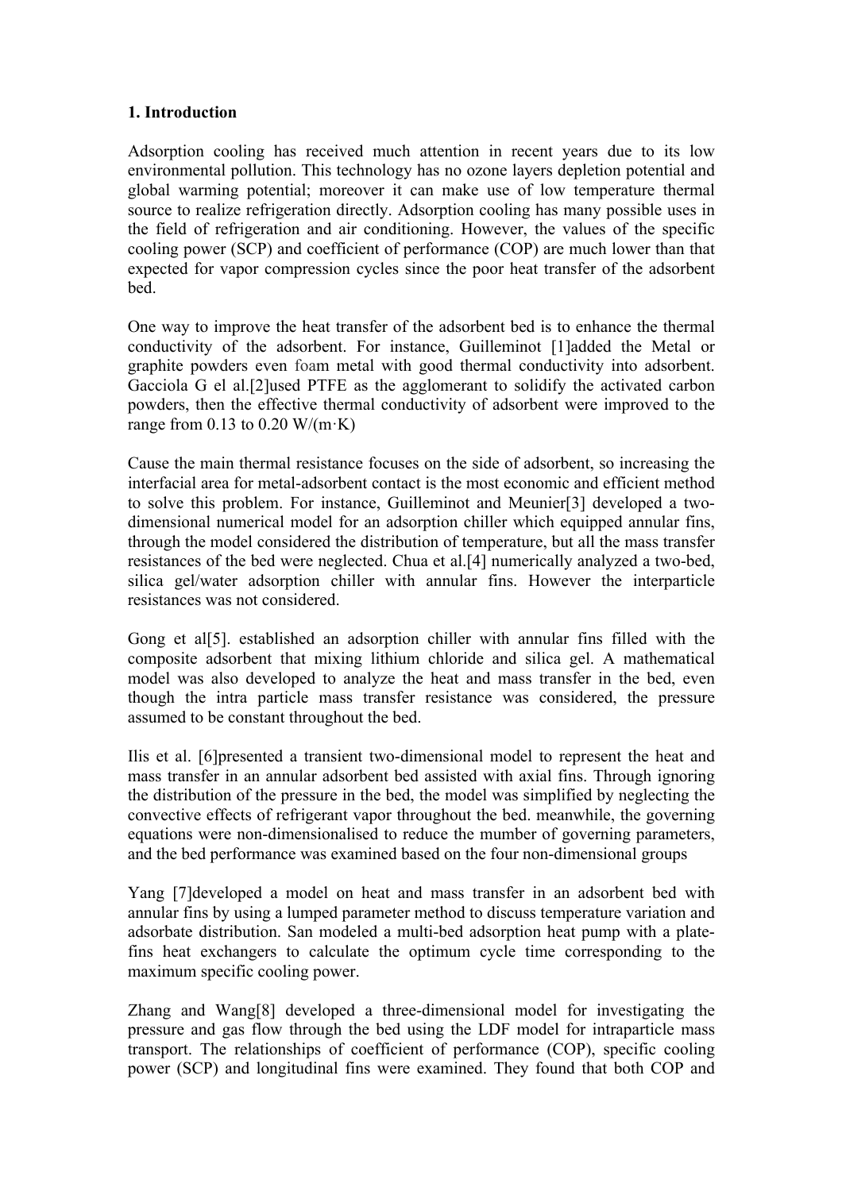## 1. Introduction

Adsorption cooling has received much attention in recent years due to its low environmental pollution. This technology has no ozone layers depletion potential and global warming potential; moreover it can make use of low temperature thermal source to realize refrigeration directly. Adsorption cooling has many possible uses in the field of refrigeration and air conditioning. However, the values of the specific cooling power (SCP) and coefficient of performance (COP) are much lower than that expected for vapor compression cycles since the poor heat transfer of the adsorbent bed.

One way to improve the heat transfer of the adsorbent bed is to enhance the thermal conductivity of the adsorbent. For instance, Guilleminot [1]added the Metal or graphite powders even foam metal with good thermal conductivity into adsorbent. Gacciola G el al.[2]used PTFE as the agglomerant to solidify the activated carbon powders, then the effective thermal conductivity of adsorbent were improved to the range from 0.13 to 0.20 W/(m·K)

Cause the main thermal resistance focuses on the side of adsorbent, so increasing the interfacial area for metal-adsorbent contact is the most economic and efficient method to solve this problem. For instance, Guilleminot and Meunier[3] developed a two-dimensional numerical model for an adsorption chiller which equipped annular fins, through the model considered the distribution of temperature, but all the mass transfer resistances of the bed were neglected. Chua et al.[4] numerically analyzed a two-bed, silica gel/water adsorption chiller with annular fins. However the interparticle resistances was not considered.

Gong et al[5]. established an adsorption chiller with annular fins filled with the composite adsorbent that mixing lithium chloride and silica gel. A mathematical model was also developed to analyze the heat and mass transfer in the bed, even though the intra particle mass transfer resistance was considered, the pressure assumed to be constant throughout the bed.

Ilis et al. [6]presented a transient two-dimensional model to represent the heat and mass transfer in an annular adsorbent bed assisted with axial fins. Through ignoring the distribution of the pressure in the bed, the model was simplified by neglecting the convective effects of refrigerant vapor throughout the bed. meanwhile, the governing equations were non-dimensionalised to reduce the mumber of governing parameters, and the bed performance was examined based on the four non-dimensional groups

Yang [7]developed a model on heat and mass transfer in an adsorbent bed with annular fins by using a lumped parameter method to discuss temperature variation and adsorbate distribution. San modeled a multi-bed adsorption heat pump with a plate-fins heat exchangers to calculate the optimum cycle time corresponding to the maximum specific cooling power.

Zhang and Wang[8] developed a three-dimensional model for investigating the pressure and gas flow through the bed using the LDF model for intraparticle mass transport. The relationships of coefficient of performance (COP), specific cooling power (SCP) and longitudinal fins were examined. They found that both COP and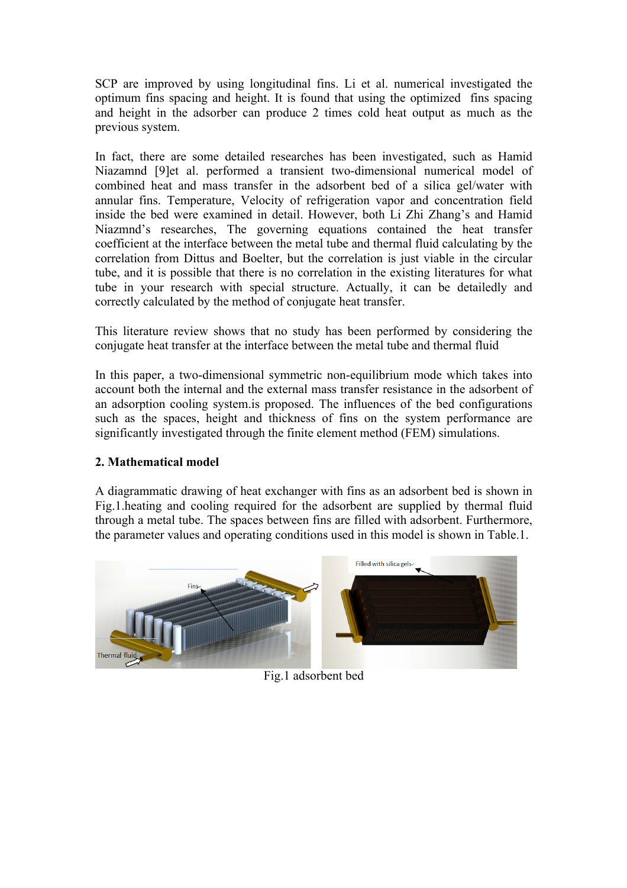SCP are improved by using longitudinal fins. Li et al. numerical investigated the optimum fins spacing and height. It is found that using the optimized fins spacing and height in the adsorber can produce 2 times cold heat output as much as the previous system.

In fact, there are some detailed researches has been investigated, such as Hamid Niazamnd [9]et al. performed a transient two-dimensional numerical model of combined heat and mass transfer in the adsorbent bed of a silica gel/water with annular fins. Temperature, Velocity of refrigeration vapor and concentration field inside the bed were examined in detail. However, both Li Zhi Zhang's and Hamid Niazmnd's researches, The governing equations contained the heat transfer coefficient at the interface between the metal tube and thermal fluid calculating by the correlation from Dittus and Boelter, but the correlation is just viable in the circular tube, and it is possible that there is no correlation in the existing literatures for what tube in your research with special structure. Actually, it can be detailedly and correctly calculated by the method of conjugate heat transfer.

This literature review shows that no study has been performed by considering the conjugate heat transfer at the interface between the metal tube and thermal fluid

In this paper, a two-dimensional symmetric non-equilibrium mode which takes into account both the internal and the external mass transfer resistance in the adsorbent of an adsorption cooling system.is proposed. The influences of the bed configurations such as the spaces, height and thickness of fins on the system performance are significantly investigated through the finite element method (FEM) simulations.

## 2. Mathematical model

A diagrammatic drawing of heat exchanger with fins as an adsorbent bed is shown in Fig.1.heating and cooling required for the adsorbent are supplied by thermal fluid through a metal tube. The spaces between fins are filled with adsorbent. Furthermore, the parameter values and operating conditions used in this model is shown in Table.1.

Fig.1 adsorbent bed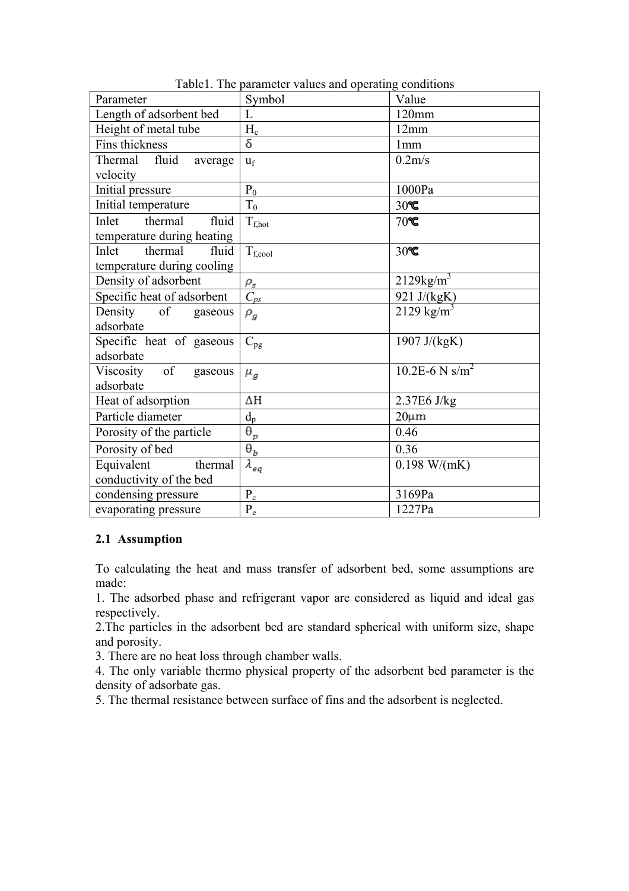Table1. The parameter values and operating conditions

| Parameter | Symbol | Value |
|---|---|---|
| Length of adsorbent bed | L | 120mm |
| Height of metal tube | $H_c$ | 12mm |
| Fins thickness | $\delta$ | 1mm |
| Thermal fluid average velocity | $u_f$ | 0.2m/s |
| Initial pressure | $P_0$ | 1000Pa |
| Initial temperature | $T_0$ | 30℃ |
| Inlet thermal fluid temperature during heating | $T_{f,hot}$ | 70℃ |
| Inlet thermal fluid temperature during cooling | $T_{f,cool}$ | 30℃ |
| Density of adsorbent | $\rho_s$ | 2129kg/m$^3$ |
| Specific heat of adsorbent | $C_{ps}$ | 921 J/(kgK) |
| Density of gaseous adsorbate | $\rho_g$ | 2129 kg/m$^3$ |
| Specific heat of gaseous adsorbate | $C_{pg}$ | 1907 J/(kgK) |
| Viscosity of gaseous adsorbate | $\mu_g$ | 10.2E-6 N s/m$^2$ |
| Heat of adsorption | ΔH | 2.37E6 J/kg |
| Particle diameter | $d_p$ | 20μm |
| Porosity of the particle | $\theta_p$ | 0.46 |
| Porosity of bed | $\theta_b$ | 0.36 |
| Equivalent thermal conductivity of the bed | $\lambda_{eq}$ | 0.198 W/(mK) |
| condensing pressure | $P_c$ | 3169Pa |
| evaporating pressure | $P_e$ | 1227Pa |

## 2.1 Assumption

To calculating the heat and mass transfer of adsorbent bed, some assumptions are made:

1. The adsorbed phase and refrigerant vapor are considered as liquid and ideal gas respectively.
2. The particles in the adsorbent bed are standard spherical with uniform size, shape and porosity.
3. There are no heat loss through chamber walls.
4. The only variable thermo physical property of the adsorbent bed parameter is the density of adsorbate gas.
5. The thermal resistance between surface of fins and the adsorbent is neglected.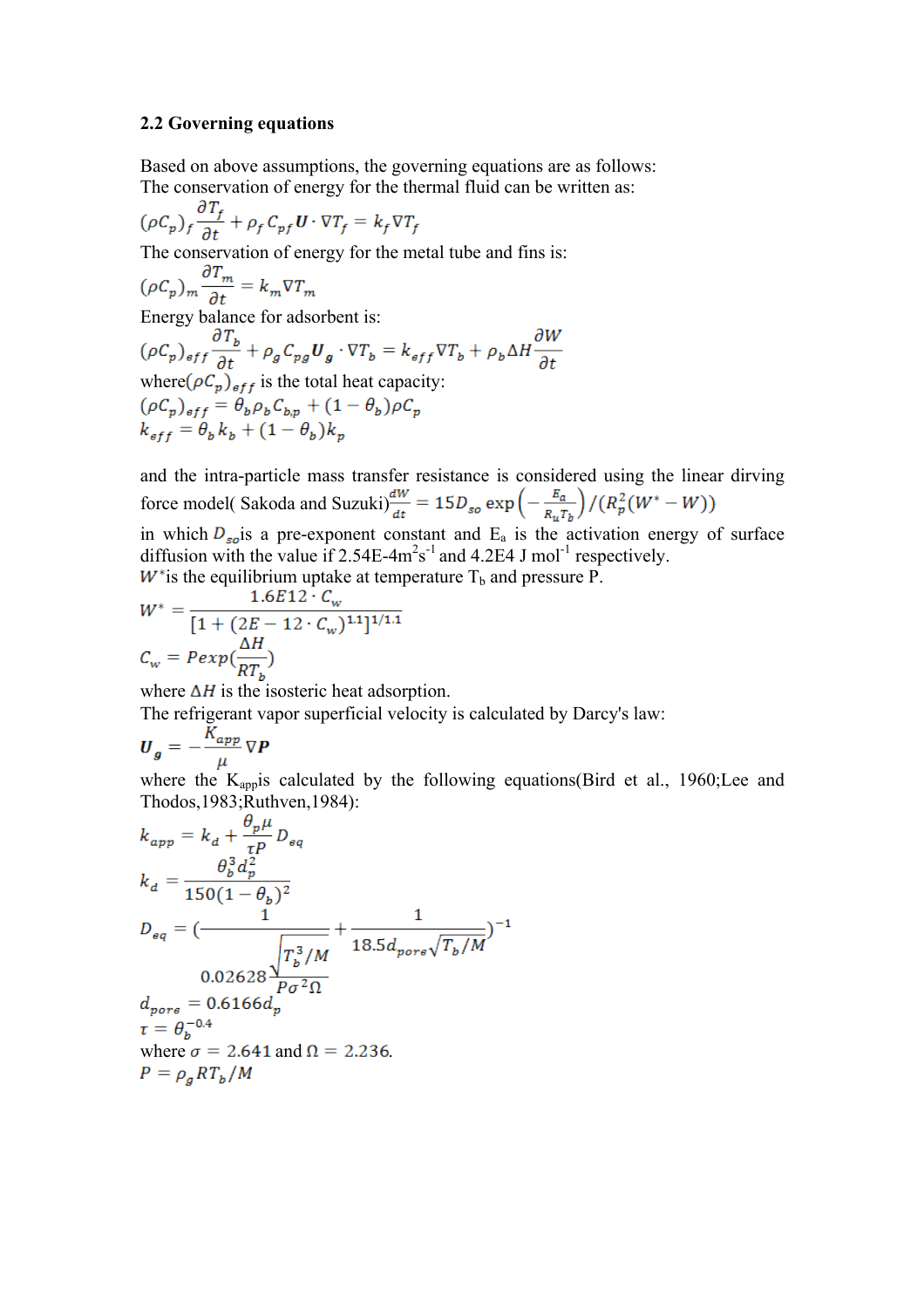### 2.2 Governing equations

Based on above assumptions, the governing equations are as follows:
The conservation of energy for the thermal fluid can be written as:

$$(\rho C_p)_f \frac{\partial T_f}{\partial t} + \rho_f C_{pf} \boldsymbol{U} \cdot \nabla T_f = k_f \nabla T_f$$

The conservation of energy for the metal tube and fins is:

$$(\rho C_p)_m \frac{\partial T_m}{\partial t} = k_m \nabla T_m$$

Energy balance for adsorbent is:

$$(\rho C_p)_{eff} \frac{\partial T_b}{\partial t} + \rho_g C_{pg} \boldsymbol{U}_g \cdot \nabla T_b = k_{eff} \nabla T_b + \rho_b \Delta H \frac{\partial W}{\partial t}$$

where $(\rho C_p)_{eff}$ is the total heat capacity:

$$(\rho C_p)_{eff} = \theta_b \rho_b C_{b,p} + (1-\theta_b)\rho C_p$$

$$k_{eff} = \theta_b k_b + (1-\theta_b) k_p$$

and the intra-particle mass transfer resistance is considered using the linear dirving force model( Sakoda and Suzuki) $\frac{dW}{dt} = 15 D_{so} \exp\left(-\frac{E_a}{R_u T_b}\right) / (R_p^2 (W^* - W))$

in which $D_{so}$ is a pre-exponent constant and $E_a$ is the activation energy of surface diffusion with the value if 2.54E-4$m^2 s^{-1}$ and 4.2E4 J $mol^{-1}$ respectively.

$W^*$ is the equilibrium uptake at temperature $T_b$ and pressure P.

$$W^* = \frac{1.6E12 \cdot C_w}{[1 + (2E-12 \cdot C_w)^{1.1}]^{1/1.1}}$$

$$C_w = P\exp\left(\frac{\Delta H}{RT_b}\right)$$

where $\Delta H$ is the isosteric heat adsorption.

The refrigerant vapor superficial velocity is calculated by Darcy's law:

$$\boldsymbol{U}_g = -\frac{K_{app}}{\mu} \nabla \boldsymbol{P}$$

where the $K_{app}$ is calculated by the following equations(Bird et al., 1960;Lee and Thodos,1983;Ruthven,1984):

$$k_{app} = k_d + \frac{\theta_p \mu}{\tau P} D_{eq}$$

$$k_d = \frac{\theta_b^3 d_p^2}{150(1-\theta_b)^2}$$

$$D_{eq} = \left(\frac{1}{0.02628 \sqrt{\frac{T_b^3/M}{P\sigma^2 \Omega}}} + \frac{1}{18.5 d_{pore} \sqrt{T_b/M}}\right)^{-1}$$

$$d_{pore} = 0.6166 d_p$$

$$\tau = \theta_b^{-0.4}$$

where $\sigma = 2.641$ and $\Omega = 2.236$.

$$P = \rho_g R T_b / M$$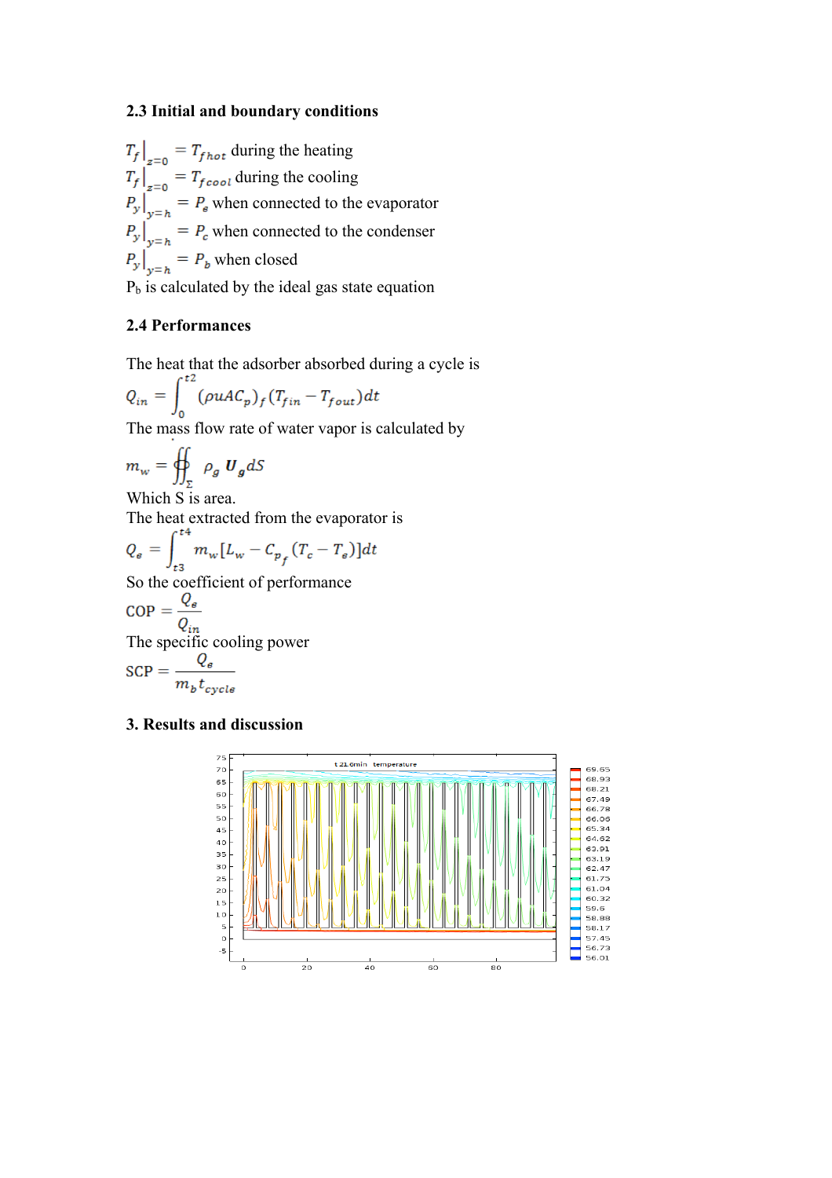### 2.3 Initial and boundary conditions

$T_f\big|_{z=0} = T_{fhot}$ during the heating

$T_f\big|_{z=0} = T_{fcool}$ during the cooling

$P_y\big|_{y=h} = P_e$ when connected to the evaporator

$P_y\big|_{y=h} = P_c$ when connected to the condenser

$P_y\big|_{y=h} = P_b$ when closed

$P_b$ is calculated by the ideal gas state equation

### 2.4 Performances

The heat that the adsorber absorbed during a cycle is

$$Q_{in} = \int_0^{t2} (\rho u A C_p)_f (T_{fin} - T_{fout}) dt$$

The mass flow rate of water vapor is calculated by

$$m_w = \oiint_{\Sigma} \rho_g \boldsymbol{U}_g dS$$

Which S is area.

The heat extracted from the evaporator is

$$Q_e = \int_{t3}^{t4} m_w [L_w - C_{p_f}(T_c - T_e)] dt$$

So the coefficient of performance

$$\text{COP} = \frac{Q_e}{Q_{in}}$$

The specific cooling power

$$\text{SCP} = \frac{Q_e}{m_b t_{cycle}}$$

## 3. Results and discussion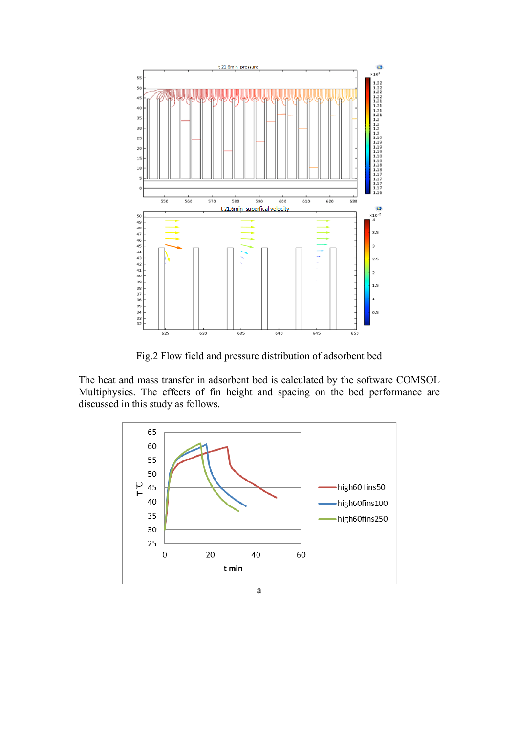Fig.2 Flow field and pressure distribution of adsorbent bed

The heat and mass transfer in adsorbent bed is calculated by the software COMSOL Multiphysics. The effects of fin height and spacing on the bed performance are discussed in this study as follows.

a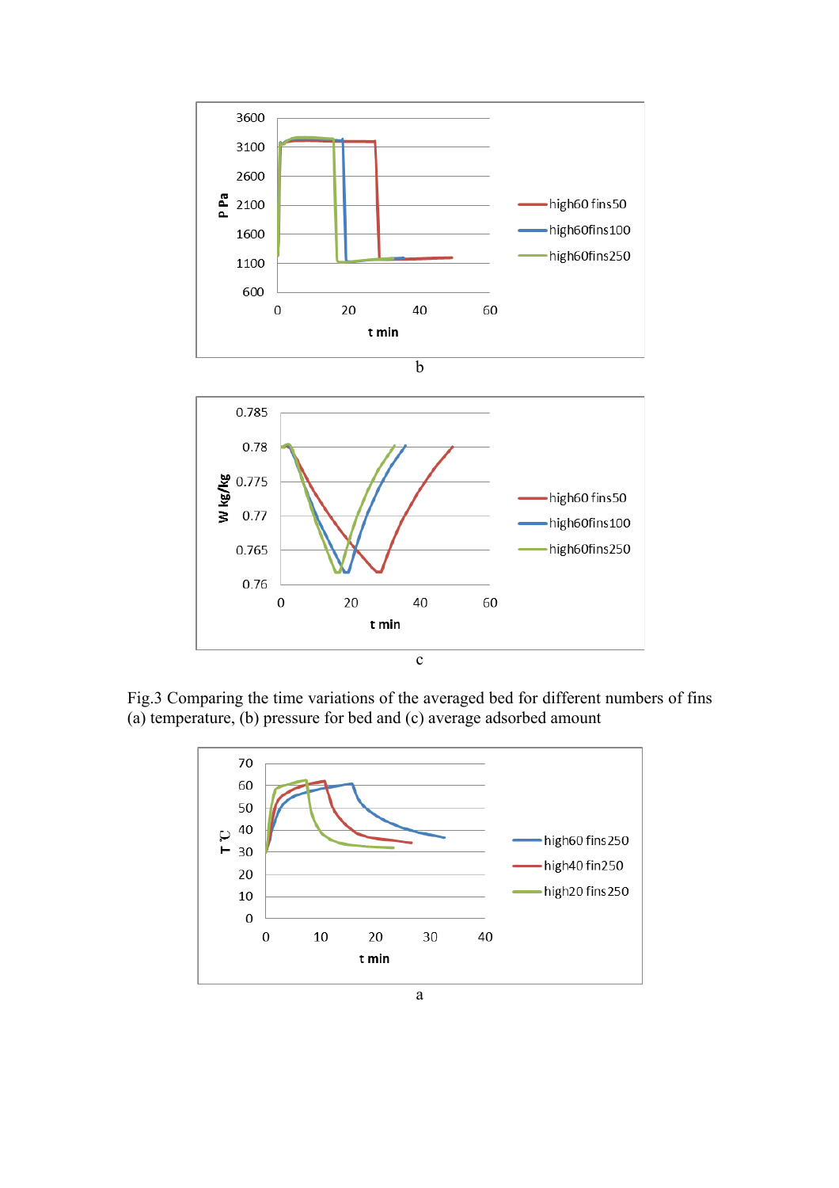b

c

Fig.3 Comparing the time variations of the averaged bed for different numbers of fins (a) temperature, (b) pressure for bed and (c) average adsorbed amount

a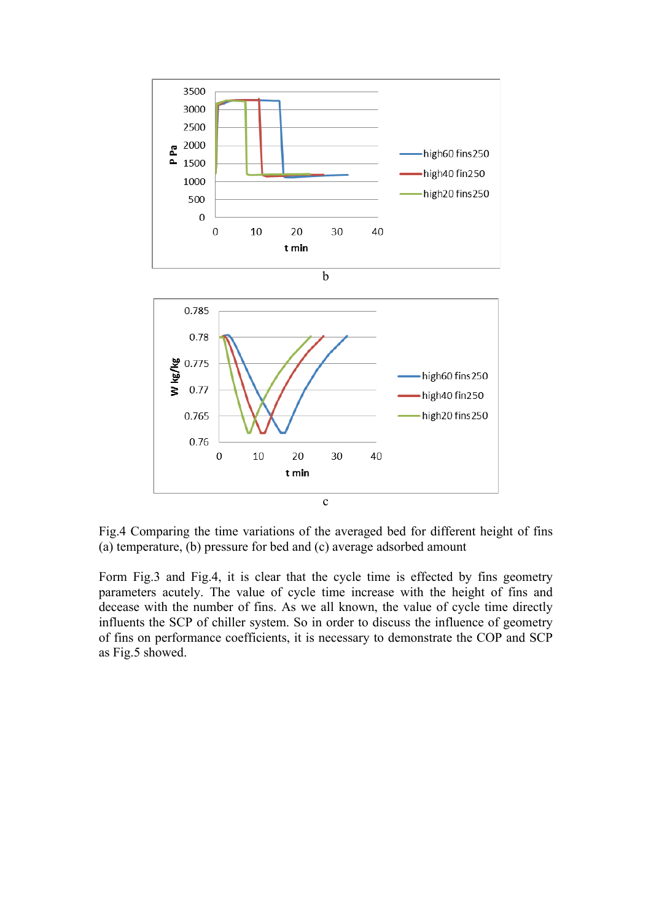b

c

Fig.4 Comparing the time variations of the averaged bed for different height of fins (a) temperature, (b) pressure for bed and (c) average adsorbed amount

Form Fig.3 and Fig.4, it is clear that the cycle time is effected by fins geometry parameters acutely. The value of cycle time increase with the height of fins and decease with the number of fins. As we all known, the value of cycle time directly influents the SCP of chiller system. So in order to discuss the influence of geometry of fins on performance coefficients, it is necessary to demonstrate the COP and SCP as Fig.5 showed.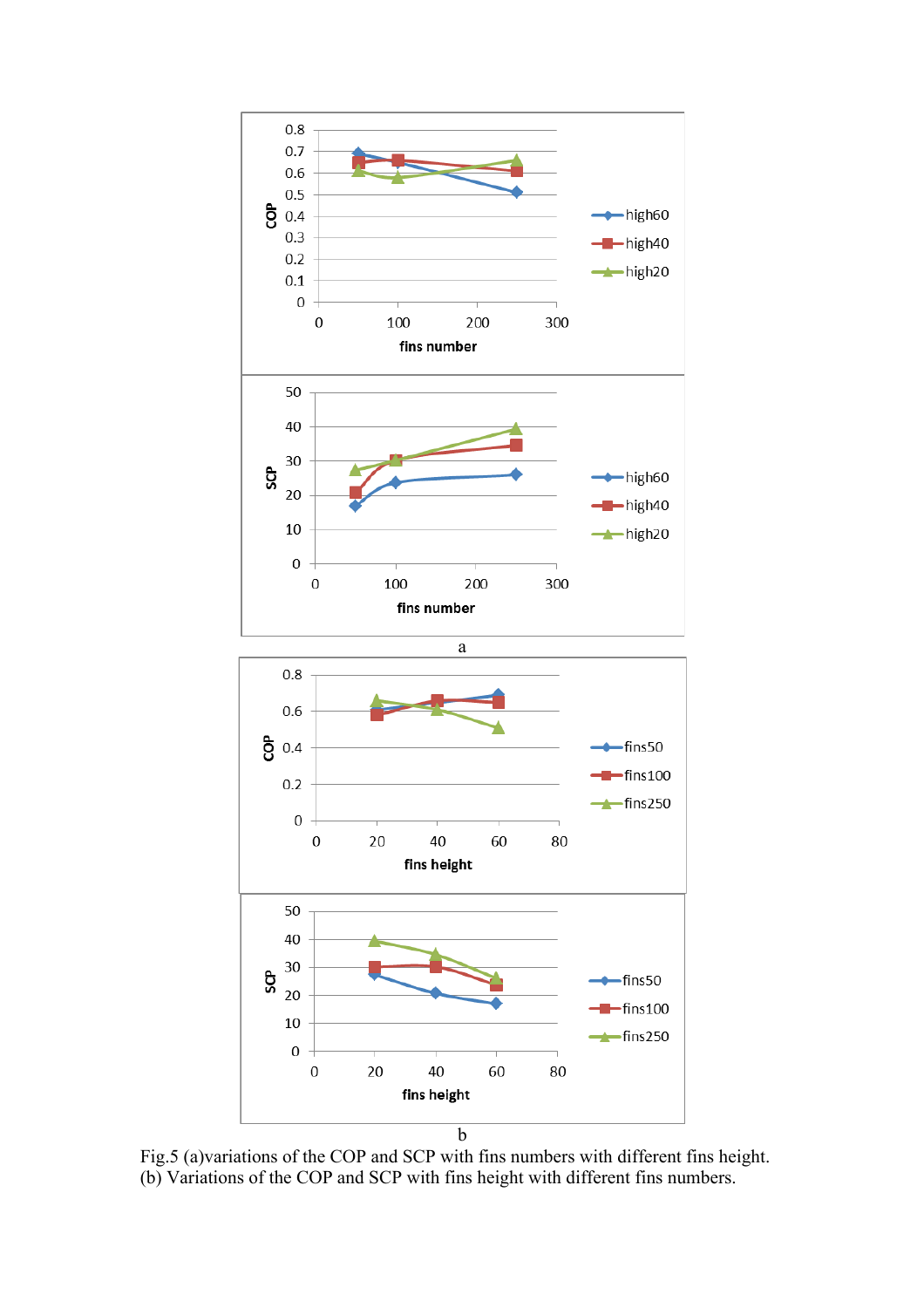a

b

Fig.5 (a)variations of the COP and SCP with fins numbers with different fins height. (b) Variations of the COP and SCP with fins height with different fins numbers.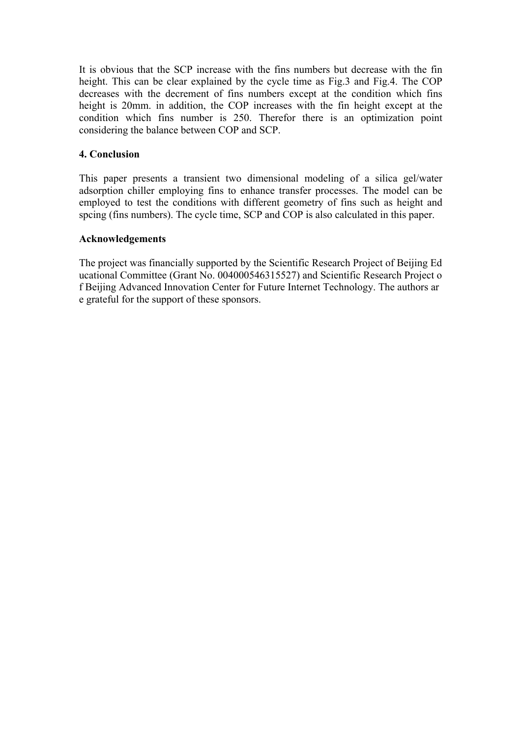It is obvious that the SCP increase with the fins numbers but decrease with the fin height. This can be clear explained by the cycle time as Fig.3 and Fig.4. The COP decreases with the decrement of fins numbers except at the condition which fins height is 20mm. in addition, the COP increases with the fin height except at the condition which fins number is 250. Therefor there is an optimization point considering the balance between COP and SCP.

## 4. Conclusion

This paper presents a transient two dimensional modeling of a silica gel/water adsorption chiller employing fins to enhance transfer processes. The model can be employed to test the conditions with different geometry of fins such as height and spcing (fins numbers). The cycle time, SCP and COP is also calculated in this paper.

## Acknowledgements

The project was financially supported by the Scientific Research Project of Beijing Ed ucational Committee (Grant No. 004000546315527) and Scientific Research Project o f Beijing Advanced Innovation Center for Future Internet Technology. The authors ar e grateful for the support of these sponsors.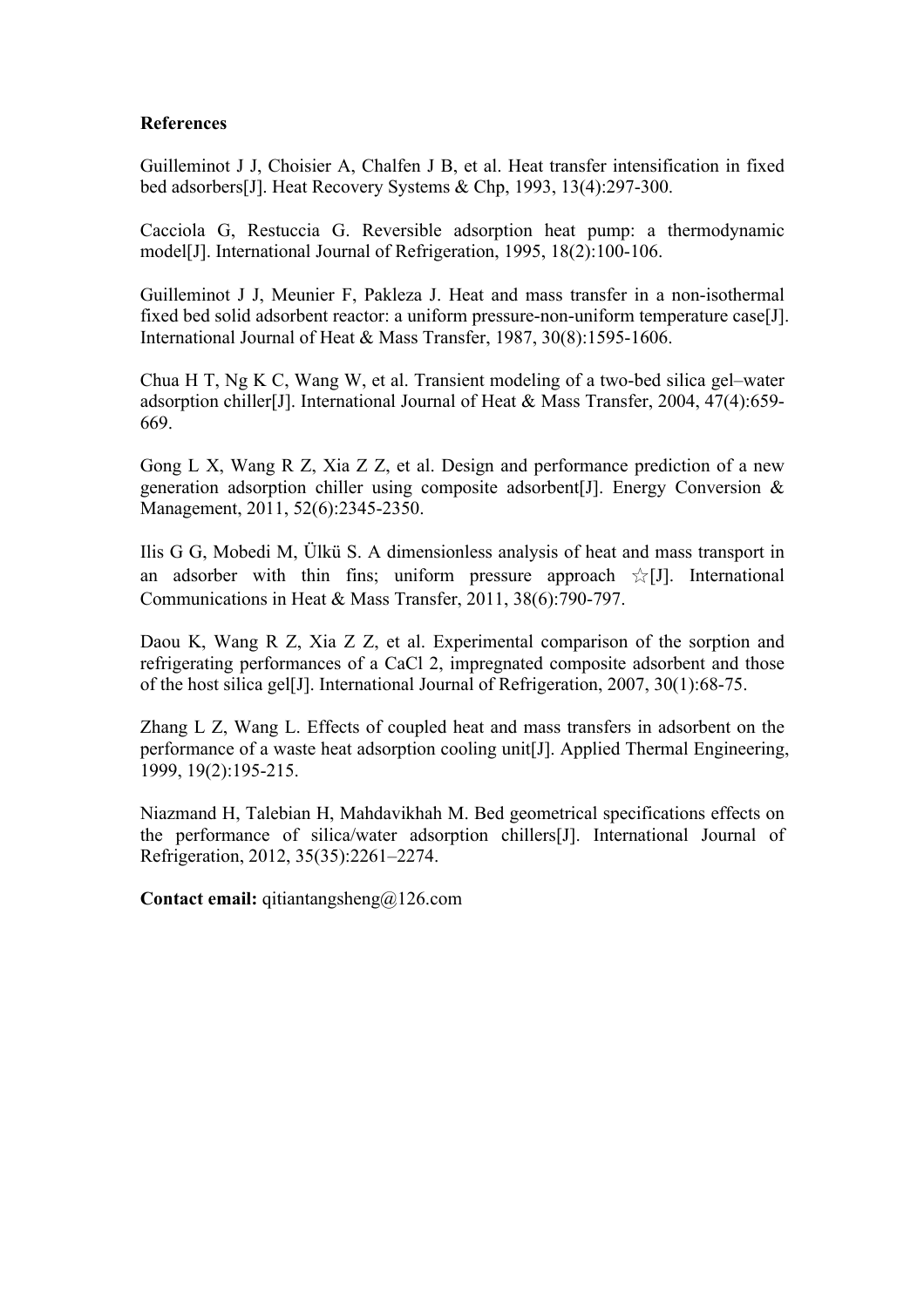**References**

Guilleminot J J, Choisier A, Chalfen J B, et al. Heat transfer intensification in fixed bed adsorbers[J]. Heat Recovery Systems & Chp, 1993, 13(4):297-300.

Cacciola G, Restuccia G. Reversible adsorption heat pump: a thermodynamic model[J]. International Journal of Refrigeration, 1995, 18(2):100-106.

Guilleminot J J, Meunier F, Pakleza J. Heat and mass transfer in a non-isothermal fixed bed solid adsorbent reactor: a uniform pressure-non-uniform temperature case[J]. International Journal of Heat & Mass Transfer, 1987, 30(8):1595-1606.

Chua H T, Ng K C, Wang W, et al. Transient modeling of a two-bed silica gel–water adsorption chiller[J]. International Journal of Heat & Mass Transfer, 2004, 47(4):659-669.

Gong L X, Wang R Z, Xia Z Z, et al. Design and performance prediction of a new generation adsorption chiller using composite adsorbent[J]. Energy Conversion & Management, 2011, 52(6):2345-2350.

Ilis G G, Mobedi M, Ülkü S. A dimensionless analysis of heat and mass transport in an adsorber with thin fins; uniform pressure approach ☆[J]. International Communications in Heat & Mass Transfer, 2011, 38(6):790-797.

Daou K, Wang R Z, Xia Z Z, et al. Experimental comparison of the sorption and refrigerating performances of a CaCl 2, impregnated composite adsorbent and those of the host silica gel[J]. International Journal of Refrigeration, 2007, 30(1):68-75.

Zhang L Z, Wang L. Effects of coupled heat and mass transfers in adsorbent on the performance of a waste heat adsorption cooling unit[J]. Applied Thermal Engineering, 1999, 19(2):195-215.

Niazmand H, Talebian H, Mahdavikhah M. Bed geometrical specifications effects on the performance of silica/water adsorption chillers[J]. International Journal of Refrigeration, 2012, 35(35):2261–2274.

**Contact email:** qitiantangsheng@126.com